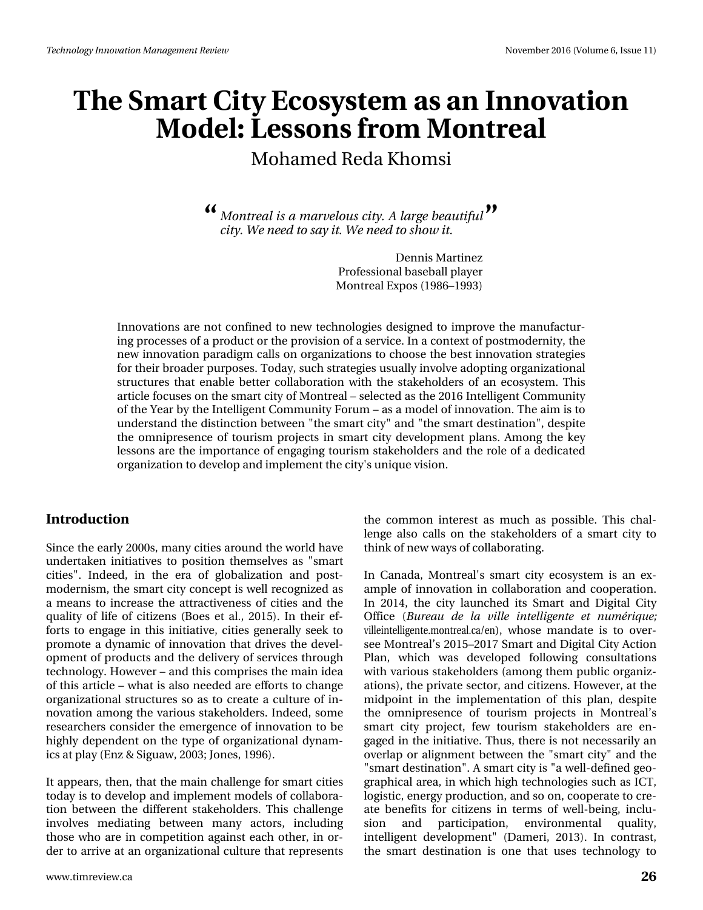# The Smart City Ecosystem as an Innovation Model: Lessons from Montreal

Mohamed Reda Khomsi

> *Montreal is a marvelous city. A large beautiful city. We need to say it. We need to show it.*
>
> Dennis Martinez
> Professional baseball player
> Montreal Expos (1986–1993)

Innovations are not confined to new technologies designed to improve the manufacturing processes of a product or the provision of a service. In a context of postmodernity, the new innovation paradigm calls on organizations to choose the best innovation strategies for their broader purposes. Today, such strategies usually involve adopting organizational structures that enable better collaboration with the stakeholders of an ecosystem. This article focuses on the smart city of Montreal – selected as the 2016 Intelligent Community of the Year by the Intelligent Community Forum – as a model of innovation. The aim is to understand the distinction between "the smart city" and "the smart destination", despite the omnipresence of tourism projects in smart city development plans. Among the key lessons are the importance of engaging tourism stakeholders and the role of a dedicated organization to develop and implement the city's unique vision.

## Introduction

Since the early 2000s, many cities around the world have undertaken initiatives to position themselves as "smart cities". Indeed, in the era of globalization and postmodernism, the smart city concept is well recognized as a means to increase the attractiveness of cities and the quality of life of citizens (Boes et al., 2015). In their efforts to engage in this initiative, cities generally seek to promote a dynamic of innovation that drives the development of products and the delivery of services through technology. However – and this comprises the main idea of this article – what is also needed are efforts to change organizational structures so as to create a culture of innovation among the various stakeholders. Indeed, some researchers consider the emergence of innovation to be highly dependent on the type of organizational dynamics at play (Enz & Siguaw, 2003; Jones, 1996).

It appears, then, that the main challenge for smart cities today is to develop and implement models of collaboration between the different stakeholders. This challenge involves mediating between many actors, including those who are in competition against each other, in order to arrive at an organizational culture that represents the common interest as much as possible. This challenge also calls on the stakeholders of a smart city to think of new ways of collaborating.

In Canada, Montreal's smart city ecosystem is an example of innovation in collaboration and cooperation. In 2014, the city launched its Smart and Digital City Office (*Bureau de la ville intelligente et numérique;* villeintelligente.montreal.ca/en), whose mandate is to oversee Montreal's 2015–2017 Smart and Digital City Action Plan, which was developed following consultations with various stakeholders (among them public organizations), the private sector, and citizens. However, at the midpoint in the implementation of this plan, despite the omnipresence of tourism projects in Montreal's smart city project, few tourism stakeholders are engaged in the initiative. Thus, there is not necessarily an overlap or alignment between the "smart city" and the "smart destination". A smart city is "a well-defined geographical area, in which high technologies such as ICT, logistic, energy production, and so on, cooperate to create benefits for citizens in terms of well-being, inclusion and participation, environmental quality, intelligent development" (Dameri, 2013). In contrast, the smart destination is one that uses technology to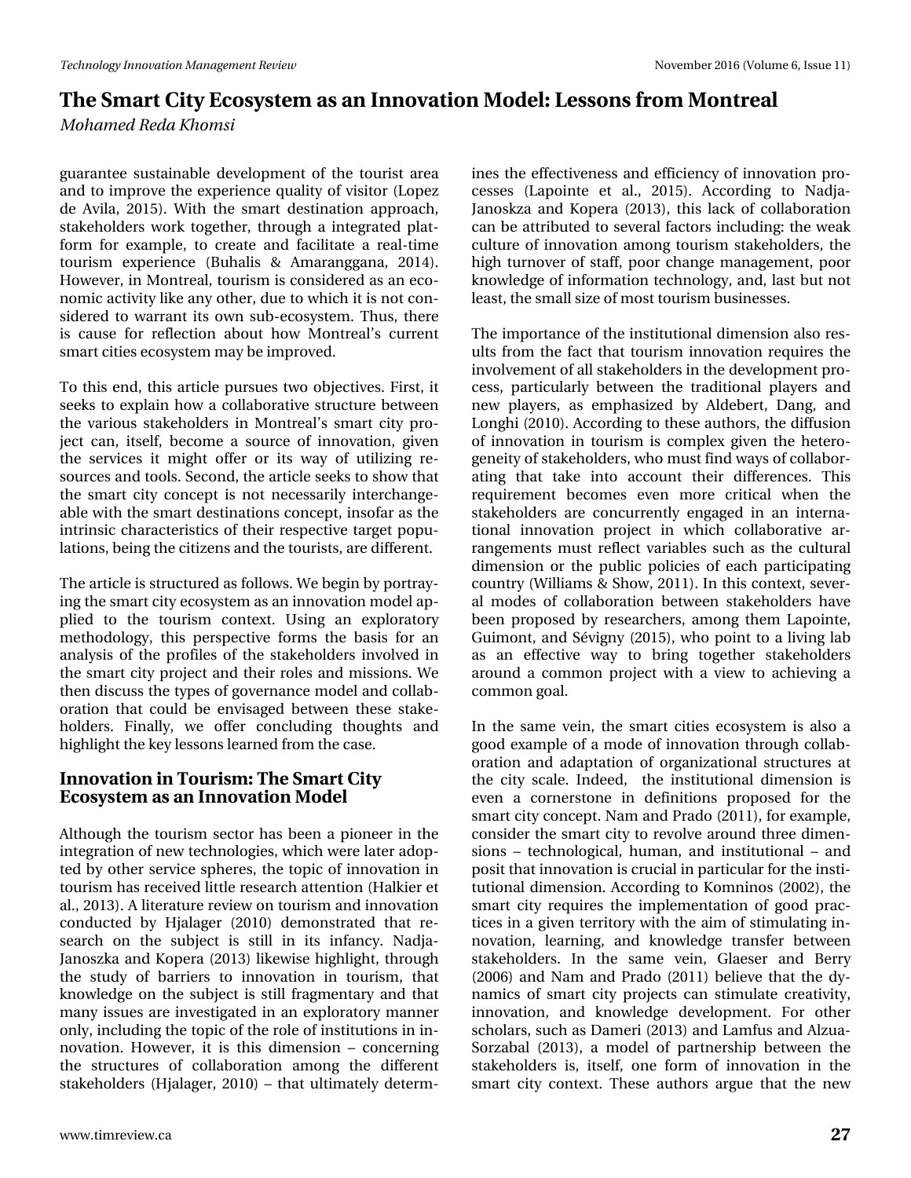guarantee sustainable development of the tourist area and to improve the experience quality of visitor (Lopez de Avila, 2015). With the smart destination approach, stakeholders work together, through a integrated platform for example, to create and facilitate a real-time tourism experience (Buhalis & Amaranggana, 2014). However, in Montreal, tourism is considered as an economic activity like any other, due to which it is not considered to warrant its own sub-ecosystem. Thus, there is cause for reflection about how Montreal's current smart cities ecosystem may be improved.

To this end, this article pursues two objectives. First, it seeks to explain how a collaborative structure between the various stakeholders in Montreal's smart city project can, itself, become a source of innovation, given the services it might offer or its way of utilizing resources and tools. Second, the article seeks to show that the smart city concept is not necessarily interchangeable with the smart destinations concept, insofar as the intrinsic characteristics of their respective target populations, being the citizens and the tourists, are different.

The article is structured as follows. We begin by portraying the smart city ecosystem as an innovation model applied to the tourism context. Using an exploratory methodology, this perspective forms the basis for an analysis of the profiles of the stakeholders involved in the smart city project and their roles and missions. We then discuss the types of governance model and collaboration that could be envisaged between these stakeholders. Finally, we offer concluding thoughts and highlight the key lessons learned from the case.

## Innovation in Tourism: The Smart City Ecosystem as an Innovation Model

Although the tourism sector has been a pioneer in the integration of new technologies, which were later adopted by other service spheres, the topic of innovation in tourism has received little research attention (Halkier et al., 2013). A literature review on tourism and innovation conducted by Hjalager (2010) demonstrated that research on the subject is still in its infancy. Nadja-Janoszka and Kopera (2013) likewise highlight, through the study of barriers to innovation in tourism, that knowledge on the subject is still fragmentary and that many issues are investigated in an exploratory manner only, including the topic of the role of institutions in innovation. However, it is this dimension – concerning the structures of collaboration among the different stakeholders (Hjalager, 2010) – that ultimately determines the effectiveness and efficiency of innovation processes (Lapointe et al., 2015). According to Nadja-Janoskza and Kopera (2013), this lack of collaboration can be attributed to several factors including: the weak culture of innovation among tourism stakeholders, the high turnover of staff, poor change management, poor knowledge of information technology, and, last but not least, the small size of most tourism businesses.

The importance of the institutional dimension also results from the fact that tourism innovation requires the involvement of all stakeholders in the development process, particularly between the traditional players and new players, as emphasized by Aldebert, Dang, and Longhi (2010). According to these authors, the diffusion of innovation in tourism is complex given the heterogeneity of stakeholders, who must find ways of collaborating that take into account their differences. This requirement becomes even more critical when the stakeholders are concurrently engaged in an international innovation project in which collaborative arrangements must reflect variables such as the cultural dimension or the public policies of each participating country (Williams & Show, 2011). In this context, several modes of collaboration between stakeholders have been proposed by researchers, among them Lapointe, Guimont, and Sévigny (2015), who point to a living lab as an effective way to bring together stakeholders around a common project with a view to achieving a common goal.

In the same vein, the smart cities ecosystem is also a good example of a mode of innovation through collaboration and adaptation of organizational structures at the city scale. Indeed, the institutional dimension is even a cornerstone in definitions proposed for the smart city concept. Nam and Prado (2011), for example, consider the smart city to revolve around three dimensions – technological, human, and institutional – and posit that innovation is crucial in particular for the institutional dimension. According to Komninos (2002), the smart city requires the implementation of good practices in a given territory with the aim of stimulating innovation, learning, and knowledge transfer between stakeholders. In the same vein, Glaeser and Berry (2006) and Nam and Prado (2011) believe that the dynamics of smart city projects can stimulate creativity, innovation, and knowledge development. For other scholars, such as Dameri (2013) and Lamfus and Alzua-Sorzabal (2013), a model of partnership between the stakeholders is, itself, one form of innovation in the smart city context. These authors argue that the new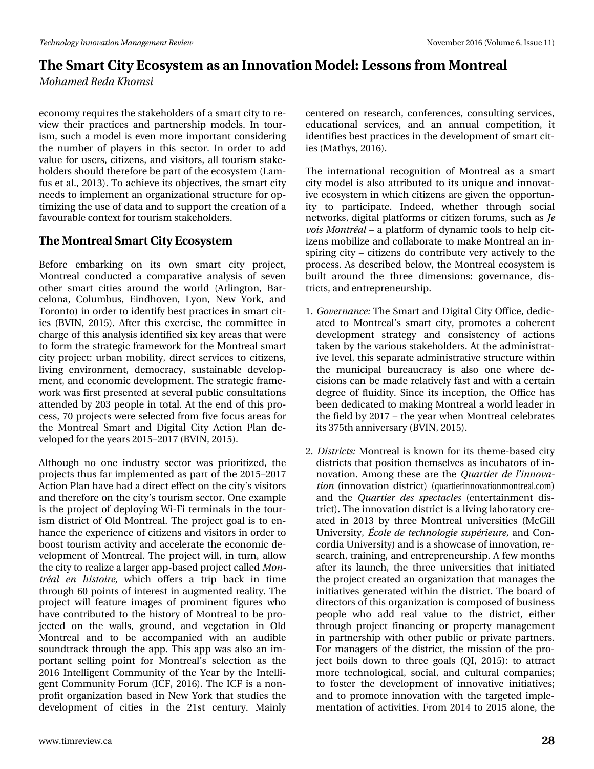economy requires the stakeholders of a smart city to review their practices and partnership models. In tourism, such a model is even more important considering the number of players in this sector. In order to add value for users, citizens, and visitors, all tourism stakeholders should therefore be part of the ecosystem (Lamfus et al., 2013). To achieve its objectives, the smart city needs to implement an organizational structure for optimizing the use of data and to support the creation of a favourable context for tourism stakeholders.

## The Montreal Smart City Ecosystem

Before embarking on its own smart city project, Montreal conducted a comparative analysis of seven other smart cities around the world (Arlington, Barcelona, Columbus, Eindhoven, Lyon, New York, and Toronto) in order to identify best practices in smart cities (BVIN, 2015). After this exercise, the committee in charge of this analysis identified six key areas that were to form the strategic framework for the Montreal smart city project: urban mobility, direct services to citizens, living environment, democracy, sustainable development, and economic development. The strategic framework was first presented at several public consultations attended by 203 people in total. At the end of this process, 70 projects were selected from five focus areas for the Montreal Smart and Digital City Action Plan developed for the years 2015–2017 (BVIN, 2015).

Although no one industry sector was prioritized, the projects thus far implemented as part of the 2015–2017 Action Plan have had a direct effect on the city's visitors and therefore on the city's tourism sector. One example is the project of deploying Wi-Fi terminals in the tourism district of Old Montreal. The project goal is to enhance the experience of citizens and visitors in order to boost tourism activity and accelerate the economic development of Montreal. The project will, in turn, allow the city to realize a larger app-based project called *Montréal en histoire,* which offers a trip back in time through 60 points of interest in augmented reality. The project will feature images of prominent figures who have contributed to the history of Montreal to be projected on the walls, ground, and vegetation in Old Montreal and to be accompanied with an audible soundtrack through the app. This app was also an important selling point for Montreal's selection as the 2016 Intelligent Community of the Year by the Intelligent Community Forum (ICF, 2016). The ICF is a non-profit organization based in New York that studies the development of cities in the 21st century. Mainly centered on research, conferences, consulting services, educational services, and an annual competition, it identifies best practices in the development of smart cities (Mathys, 2016).

The international recognition of Montreal as a smart city model is also attributed to its unique and innovative ecosystem in which citizens are given the opportunity to participate. Indeed, whether through social networks, digital platforms or citizen forums, such as *Je vois Montréal* – a platform of dynamic tools to help citizens mobilize and collaborate to make Montreal an inspiring city – citizens do contribute very actively to the process. As described below, the Montreal ecosystem is built around the three dimensions: governance, districts, and entrepreneurship.

1. *Governance:* The Smart and Digital City Office, dedicated to Montreal's smart city, promotes a coherent development strategy and consistency of actions taken by the various stakeholders. At the administrative level, this separate administrative structure within the municipal bureaucracy is also one where decisions can be made relatively fast and with a certain degree of fluidity. Since its inception, the Office has been dedicated to making Montreal a world leader in the field by 2017 – the year when Montreal celebrates its 375th anniversary (BVIN, 2015).

2. *Districts:* Montreal is known for its theme-based city districts that position themselves as incubators of innovation. Among these are the *Quartier de l'innovation* (innovation district) (quartierinnovationmontreal.com) and the *Quartier des spectacles* (entertainment district). The innovation district is a living laboratory created in 2013 by three Montreal universities (McGill University, *École de technologie supérieure,* and Concordia University) and is a showcase of innovation, research, training, and entrepreneurship. A few months after its launch, the three universities that initiated the project created an organization that manages the initiatives generated within the district. The board of directors of this organization is composed of business people who add real value to the district, either through project financing or property management in partnership with other public or private partners. For managers of the district, the mission of the project boils down to three goals (QI, 2015): to attract more technological, social, and cultural companies; to foster the development of innovative initiatives; and to promote innovation with the targeted implementation of activities. From 2014 to 2015 alone, the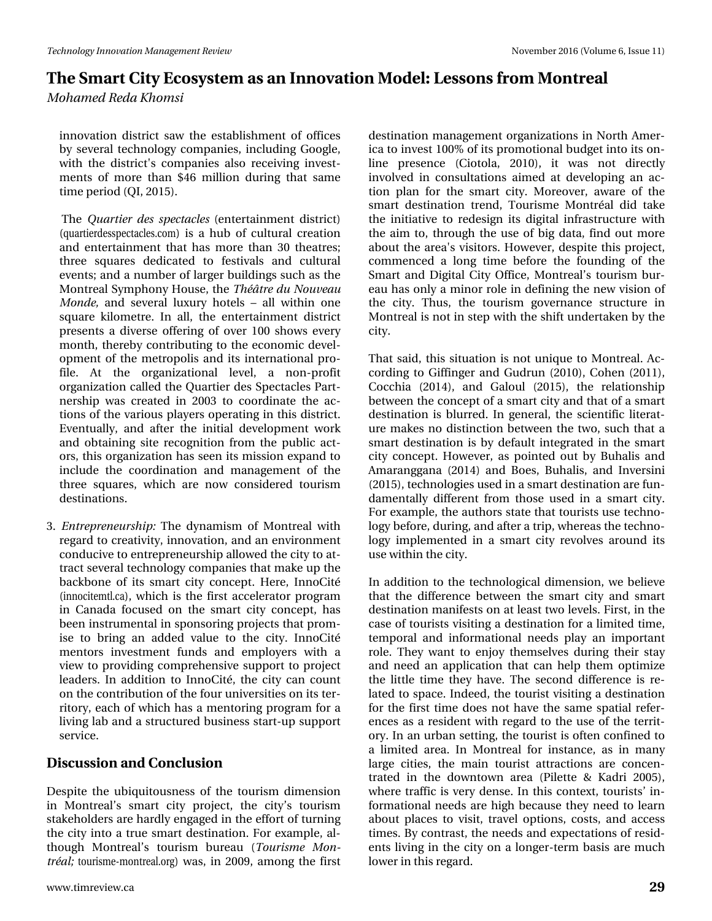innovation district saw the establishment of offices by several technology companies, including Google, with the district's companies also receiving investments of more than $46 million during that same time period (QI, 2015).

The *Quartier des spectacles* (entertainment district) (quartierdesspectacles.com) is a hub of cultural creation and entertainment that has more than 30 theatres; three squares dedicated to festivals and cultural events; and a number of larger buildings such as the Montreal Symphony House, the *Théâtre du Nouveau Monde,* and several luxury hotels – all within one square kilometre. In all, the entertainment district presents a diverse offering of over 100 shows every month, thereby contributing to the economic development of the metropolis and its international profile. At the organizational level, a non-profit organization called the Quartier des Spectacles Partnership was created in 2003 to coordinate the actions of the various players operating in this district. Eventually, and after the initial development work and obtaining site recognition from the public actors, this organization has seen its mission expand to include the coordination and management of the three squares, which are now considered tourism destinations.

3. *Entrepreneurship:* The dynamism of Montreal with regard to creativity, innovation, and an environment conducive to entrepreneurship allowed the city to attract several technology companies that make up the backbone of its smart city concept. Here, InnoCité (innocitemtl.ca), which is the first accelerator program in Canada focused on the smart city concept, has been instrumental in sponsoring projects that promise to bring an added value to the city. InnoCité mentors investment funds and employers with a view to providing comprehensive support to project leaders. In addition to InnoCité, the city can count on the contribution of the four universities on its territory, each of which has a mentoring program for a living lab and a structured business start-up support service.

## Discussion and Conclusion

Despite the ubiquitousness of the tourism dimension in Montreal's smart city project, the city's tourism stakeholders are hardly engaged in the effort of turning the city into a true smart destination. For example, although Montreal's tourism bureau (*Tourisme Montréal;* tourisme-montreal.org) was, in 2009, among the first destination management organizations in North America to invest 100% of its promotional budget into its online presence (Ciotola, 2010), it was not directly involved in consultations aimed at developing an action plan for the smart city. Moreover, aware of the smart destination trend, Tourisme Montréal did take the initiative to redesign its digital infrastructure with the aim to, through the use of big data, find out more about the area's visitors. However, despite this project, commenced a long time before the founding of the Smart and Digital City Office, Montreal's tourism bureau has only a minor role in defining the new vision of the city. Thus, the tourism governance structure in Montreal is not in step with the shift undertaken by the city.

That said, this situation is not unique to Montreal. According to Giffinger and Gudrun (2010), Cohen (2011), Cocchia (2014), and Galoul (2015), the relationship between the concept of a smart city and that of a smart destination is blurred. In general, the scientific literature makes no distinction between the two, such that a smart destination is by default integrated in the smart city concept. However, as pointed out by Buhalis and Amaranggana (2014) and Boes, Buhalis, and Inversini (2015), technologies used in a smart destination are fundamentally different from those used in a smart city. For example, the authors state that tourists use technology before, during, and after a trip, whereas the technology implemented in a smart city revolves around its use within the city.

In addition to the technological dimension, we believe that the difference between the smart city and smart destination manifests on at least two levels. First, in the case of tourists visiting a destination for a limited time, temporal and informational needs play an important role. They want to enjoy themselves during their stay and need an application that can help them optimize the little time they have. The second difference is related to space. Indeed, the tourist visiting a destination for the first time does not have the same spatial references as a resident with regard to the use of the territory. In an urban setting, the tourist is often confined to a limited area. In Montreal for instance, as in many large cities, the main tourist attractions are concentrated in the downtown area (Pilette & Kadri 2005), where traffic is very dense. In this context, tourists' informational needs are high because they need to learn about places to visit, travel options, costs, and access times. By contrast, the needs and expectations of residents living in the city on a longer-term basis are much lower in this regard.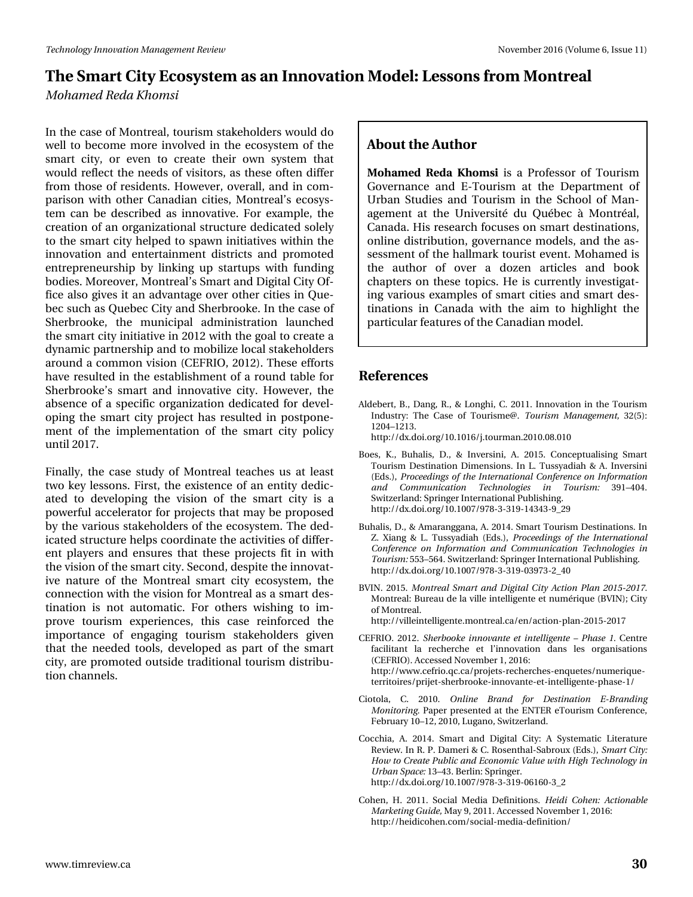In the case of Montreal, tourism stakeholders would do well to become more involved in the ecosystem of the smart city, or even to create their own system that would reflect the needs of visitors, as these often differ from those of residents. However, overall, and in comparison with other Canadian cities, Montreal's ecosystem can be described as innovative. For example, the creation of an organizational structure dedicated solely to the smart city helped to spawn initiatives within the innovation and entertainment districts and promoted entrepreneurship by linking up startups with funding bodies. Moreover, Montreal's Smart and Digital City Office also gives it an advantage over other cities in Quebec such as Quebec City and Sherbrooke. In the case of Sherbrooke, the municipal administration launched the smart city initiative in 2012 with the goal to create a dynamic partnership and to mobilize local stakeholders around a common vision (CEFRIO, 2012). These efforts have resulted in the establishment of a round table for Sherbrooke's smart and innovative city. However, the absence of a specific organization dedicated for developing the smart city project has resulted in postponement of the implementation of the smart city policy until 2017.

Finally, the case study of Montreal teaches us at least two key lessons. First, the existence of an entity dedicated to developing the vision of the smart city is a powerful accelerator for projects that may be proposed by the various stakeholders of the ecosystem. The dedicated structure helps coordinate the activities of different players and ensures that these projects fit in with the vision of the smart city. Second, despite the innovative nature of the Montreal smart city ecosystem, the connection with the vision for Montreal as a smart destination is not automatic. For others wishing to improve tourism experiences, this case reinforced the importance of engaging tourism stakeholders given that the needed tools, developed as part of the smart city, are promoted outside traditional tourism distribution channels.

## About the Author

**Mohamed Reda Khomsi** is a Professor of Tourism Governance and E-Tourism at the Department of Urban Studies and Tourism in the School of Management at the Université du Québec à Montréal, Canada. His research focuses on smart destinations, online distribution, governance models, and the assessment of the hallmark tourist event. Mohamed is the author of over a dozen articles and book chapters on these topics. He is currently investigating various examples of smart cities and smart destinations in Canada with the aim to highlight the particular features of the Canadian model.

## References

Aldebert, B., Dang, R., & Longhi, C. 2011. Innovation in the Tourism Industry: The Case of Tourisme@. *Tourism Management,* 32(5): 1204–1213.
http://dx.doi.org/10.1016/j.tourman.2010.08.010

Boes, K., Buhalis, D., & Inversini, A. 2015. Conceptualising Smart Tourism Destination Dimensions. In L. Tussyadiah & A. Inversini (Eds.), *Proceedings of the International Conference on Information and Communication Technologies in Tourism:* 391–404. Switzerland: Springer International Publishing.
http://dx.doi.org/10.1007/978-3-319-14343-9_29

Buhalis, D., & Amaranggana, A. 2014. Smart Tourism Destinations. In Z. Xiang & L. Tussyadiah (Eds.), *Proceedings of the International Conference on Information and Communication Technologies in Tourism:* 553–564. Switzerland: Springer International Publishing.
http://dx.doi.org/10.1007/978-3-319-03973-2_40

BVIN. 2015. *Montreal Smart and Digital City Action Plan 2015-2017.* Montreal: Bureau de la ville intelligente et numérique (BVIN); City of Montreal.
http://villeintelligente.montreal.ca/en/action-plan-2015-2017

CEFRIO. 2012. *Sherbooke innovante et intelligente – Phase 1.* Centre facilitant la recherche et l'innovation dans les organisations (CEFRIO). Accessed November 1, 2016:
http://www.cefrio.qc.ca/projets-recherches-enquetes/numerique-territoires/prijet-sherbrooke-innovante-et-intelligente-phase-1/

Ciotola, C. 2010. *Online Brand for Destination E-Branding Monitoring.* Paper presented at the ENTER eTourism Conference, February 10–12, 2010, Lugano, Switzerland.

Cocchia, A. 2014. Smart and Digital City: A Systematic Literature Review. In R. P. Dameri & C. Rosenthal-Sabroux (Eds.), *Smart City: How to Create Public and Economic Value with High Technology in Urban Space:* 13–43. Berlin: Springer.
http://dx.doi.org/10.1007/978-3-319-06160-3_2

Cohen, H. 2011. Social Media Definitions. *Heidi Cohen: Actionable Marketing Guide,* May 9, 2011. Accessed November 1, 2016:
http://heidicohen.com/social-media-definition/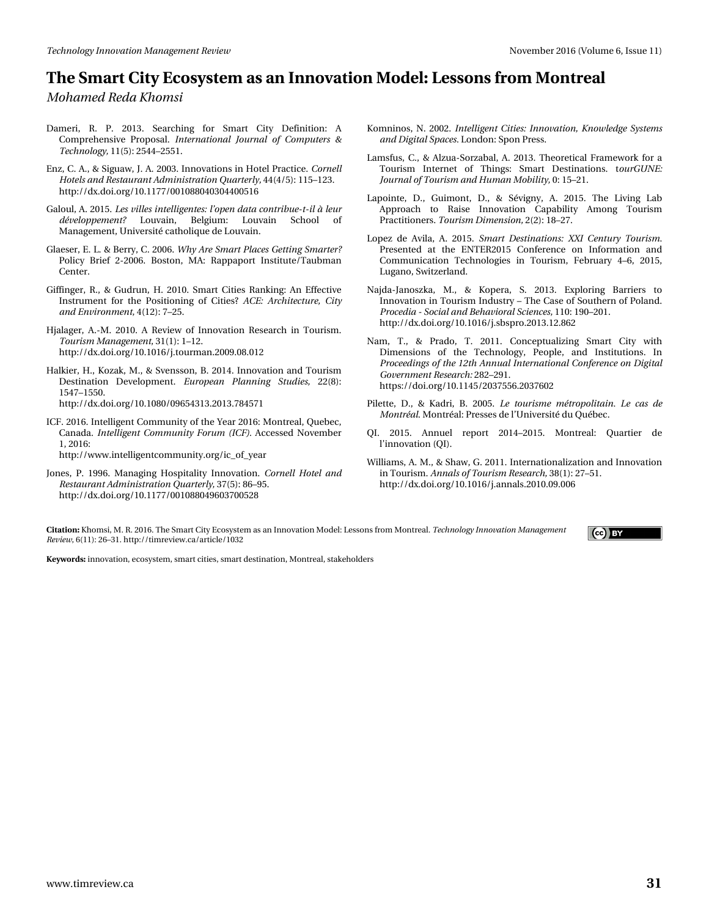Dameri, R. P. 2013. Searching for Smart City Definition: A Comprehensive Proposal. *International Journal of Computers & Technology,* 11(5): 2544–2551.

Enz, C. A., & Siguaw, J. A. 2003. Innovations in Hotel Practice. *Cornell Hotels and Restaurant Administration Quarterly,* 44(4/5): 115–123. http://dx.doi.org/10.1177/001088040304400516

Galoul, A. 2015. *Les villes intelligentes: l'open data contribue-t-il à leur développement?* Louvain, Belgium: Louvain School of Management, Université catholique de Louvain.

Glaeser, E. L. & Berry, C. 2006. *Why Are Smart Places Getting Smarter?* Policy Brief 2-2006. Boston, MA: Rappaport Institute/Taubman Center.

Giffinger, R., & Gudrun, H. 2010. Smart Cities Ranking: An Effective Instrument for the Positioning of Cities? *ACE: Architecture, City and Environment,* 4(12): 7–25.

Hjalager, A.-M. 2010. A Review of Innovation Research in Tourism. *Tourism Management,* 31(1): 1–12. http://dx.doi.org/10.1016/j.tourman.2009.08.012

Halkier, H., Kozak, M., & Svensson, B. 2014. Innovation and Tourism Destination Development. *European Planning Studies,* 22(8): 1547–1550. http://dx.doi.org/10.1080/09654313.2013.784571

ICF. 2016. Intelligent Community of the Year 2016: Montreal, Quebec, Canada. *Intelligent Community Forum (ICF).* Accessed November 1, 2016: http://www.intelligentcommunity.org/ic_of_year

Jones, P. 1996. Managing Hospitality Innovation. *Cornell Hotel and Restaurant Administration Quarterly,* 37(5): 86–95. http://dx.doi.org/10.1177/001088049603700528

Komninos, N. 2002. *Intelligent Cities: Innovation, Knowledge Systems and Digital Spaces.* London: Spon Press.

Lamsfus, C., & Alzua-Sorzabal, A. 2013. Theoretical Framework for a Tourism Internet of Things: Smart Destinations. t*ourGUNE: Journal of Tourism and Human Mobility,* 0: 15–21.

Lapointe, D., Guimont, D., & Sévigny, A. 2015. The Living Lab Approach to Raise Innovation Capability Among Tourism Practitioners. *Tourism Dimension,* 2(2): 18–27.

Lopez de Avila, A. 2015. *Smart Destinations: XXI Century Tourism.* Presented at the ENTER2015 Conference on Information and Communication Technologies in Tourism, February 4–6, 2015, Lugano, Switzerland.

Najda-Janoszka, M., & Kopera, S. 2013. Exploring Barriers to Innovation in Tourism Industry – The Case of Southern of Poland. *Procedia - Social and Behavioral Sciences,* 110: 190–201. http://dx.doi.org/10.1016/j.sbspro.2013.12.862

Nam, T., & Prado, T. 2011. Conceptualizing Smart City with Dimensions of the Technology, People, and Institutions. In *Proceedings of the 12th Annual International Conference on Digital Government Research:* 282–291. https://doi.org/10.1145/2037556.2037602

Pilette, D., & Kadri, B. 2005. *Le tourisme métropolitain. Le cas de Montréal.* Montréal: Presses de l'Université du Québec.

QI. 2015. Annuel report 2014–2015. Montreal: Quartier de l'innovation (QI).

Williams, A. M., & Shaw, G. 2011. Internationalization and Innovation in Tourism. *Annals of Tourism Research,* 38(1): 27–51. http://dx.doi.org/10.1016/j.annals.2010.09.006

**Citation:** Khomsi, M. R. 2016. The Smart City Ecosystem as an Innovation Model: Lessons from Montreal. *Technology Innovation Management Review,* 6(11): 26–31. http://timreview.ca/article/1032

**Keywords:** innovation, ecosystem, smart cities, smart destination, Montreal, stakeholders